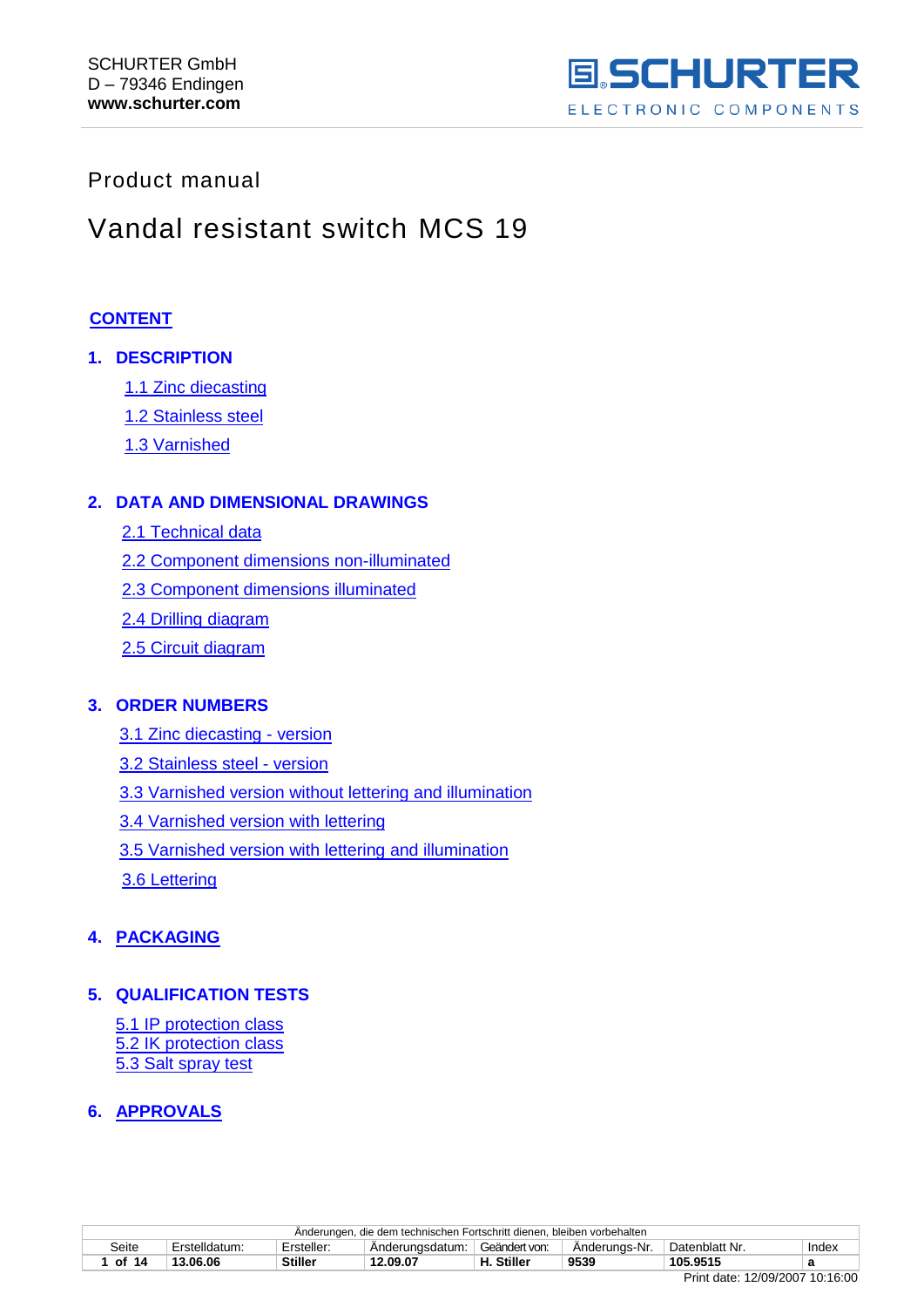SCHURTER GmbH
D – 79346 Endingen
**www.schurter.com**

SCHURTER ELECTRONIC COMPONENTS

Product manual

# Vandal resistant switch MCS 19

## CONTENT

**1. DESCRIPTION**

- 1.1 Zinc diecasting
- 1.2 Stainless steel
- 1.3 Varnished

**2. DATA AND DIMENSIONAL DRAWINGS**

- 2.1 Technical data
- 2.2 Component dimensions non-illuminated
- 2.3 Component dimensions illuminated
- 2.4 Drilling diagram
- 2.5 Circuit diagram

**3. ORDER NUMBERS**

- 3.1 Zinc diecasting - version
- 3.2 Stainless steel - version
- 3.3 Varnished version without lettering and illumination
- 3.4 Varnished version with lettering
- 3.5 Varnished version with lettering and illumination
- 3.6 Lettering

**4. PACKAGING**

**5. QUALIFICATION TESTS**

- 5.1 IP protection class
- 5.2 IK protection class
- 5.3 Salt spray test

**6. APPROVALS**

| Änderungen, die dem technischen Fortschritt dienen, bleiben vorbehalten | | | | | | | |
|---|---|---|---|---|---|---|---|
| Seite | Erstelldatum: | Ersteller: | Änderungsdatum: | Geändert von: | Änderungs-Nr. | Datenblatt Nr. | Index |
| **1 of 14** | **13.06.06** | **Stiller** | **12.09.07** | **H. Stiller** | **9539** | **105.9515** | **a** |

Print date: 12/09/2007 10:16:00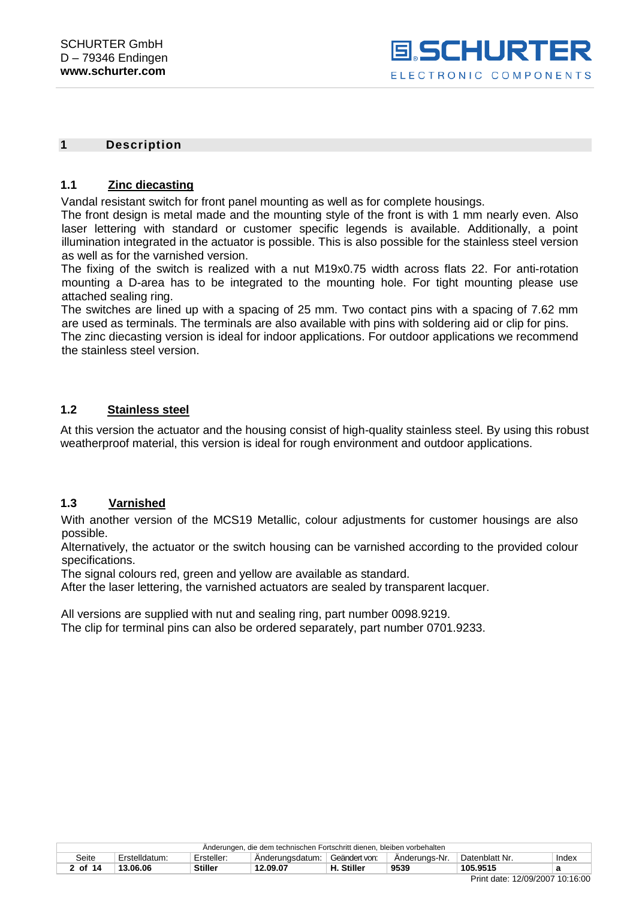# 1 Description

## 1.1 Zinc diecasting

Vandal resistant switch for front panel mounting as well as for complete housings.
The front design is metal made and the mounting style of the front is with 1 mm nearly even. Also laser lettering with standard or customer specific legends is available. Additionally, a point illumination integrated in the actuator is possible. This is also possible for the stainless steel version as well as for the varnished version.
The fixing of the switch is realized with a nut M19x0.75 width across flats 22. For anti-rotation mounting a D-area has to be integrated to the mounting hole. For tight mounting please use attached sealing ring.
The switches are lined up with a spacing of 25 mm. Two contact pins with a spacing of 7.62 mm are used as terminals. The terminals are also available with pins with soldering aid or clip for pins.
The zinc diecasting version is ideal for indoor applications. For outdoor applications we recommend the stainless steel version.

## 1.2 Stainless steel

At this version the actuator and the housing consist of high-quality stainless steel. By using this robust weatherproof material, this version is ideal for rough environment and outdoor applications.

## 1.3 Varnished

With another version of the MCS19 Metallic, colour adjustments for customer housings are also possible.
Alternatively, the actuator or the switch housing can be varnished according to the provided colour specifications.
The signal colours red, green and yellow are available as standard.
After the laser lettering, the varnished actuators are sealed by transparent lacquer.

All versions are supplied with nut and sealing ring, part number 0098.9219.
The clip for terminal pins can also be ordered separately, part number 0701.9233.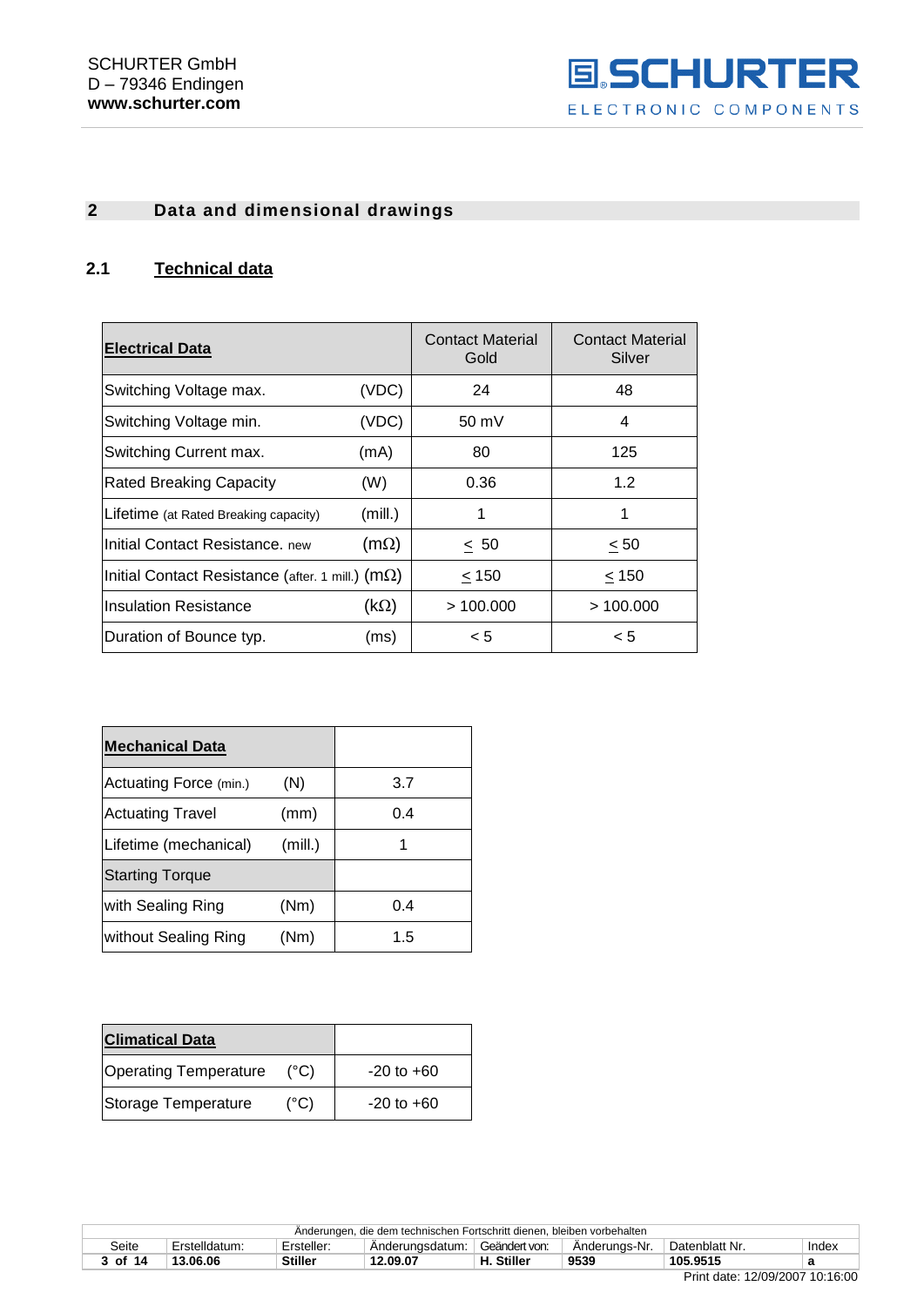## 2 Data and dimensional drawings

### 2.1 Technical data

| **Electrical Data** | | Contact Material Gold | Contact Material Silver |
|---|---|---|---|
| Switching Voltage max. | (VDC) | 24 | 48 |
| Switching Voltage min. | (VDC) | 50 mV | 4 |
| Switching Current max. | (mA) | 80 | 125 |
| Rated Breaking Capacity | (W) | 0.36 | 1.2 |
| Lifetime (at Rated Breaking capacity) | (mill.) | 1 | 1 |
| Initial Contact Resistance. new | (mΩ) | ≤ 50 | ≤ 50 |
| Initial Contact Resistance (after. 1 mill.) | (mΩ) | ≤ 150 | ≤ 150 |
| Insulation Resistance | (kΩ) | > 100.000 | > 100.000 |
| Duration of Bounce typ. | (ms) | < 5 | < 5 |

| **Mechanical Data** | | |
|---|---|---|
| Actuating Force (min.) | (N) | 3.7 |
| Actuating Travel | (mm) | 0.4 |
| Lifetime (mechanical) | (mill.) | 1 |
| Starting Torque | | |
| with Sealing Ring | (Nm) | 0.4 |
| without Sealing Ring | (Nm) | 1.5 |

| **Climatical Data** | | |
|---|---|---|
| Operating Temperature | (°C) | -20 to +60 |
| Storage Temperature | (°C) | -20 to +60 |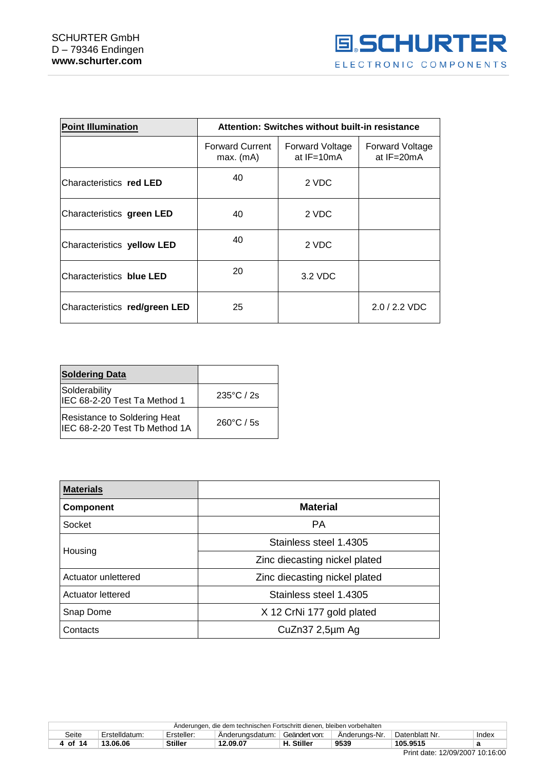| **Point Illumination** | **Attention: Switches without built-in resistance** | | |
|---|---|---|---|
| | Forward Current max. (mA) | Forward Voltage at IF=10mA | Forward Voltage at IF=20mA |
| Characteristics **red LED** | 40 | 2 VDC | |
| Characteristics **green LED** | 40 | 2 VDC | |
| Characteristics **yellow LED** | 40 | 2 VDC | |
| Characteristics **blue LED** | 20 | 3.2 VDC | |
| Characteristics **red/green LED** | 25 | | 2.0 / 2.2 VDC |

| **Soldering Data** | |
|---|---|
| Solderability<br>IEC 68-2-20 Test Ta Method 1 | 235°C / 2s |
| Resistance to Soldering Heat<br>IEC 68-2-20 Test Tb Method 1A | 260°C / 5s |

| **Materials** | |
|---|---|
| **Component** | **Material** |
| Socket | PA |
| Housing | Stainless steel 1.4305 |
| | Zinc diecasting nickel plated |
| Actuator unlettered | Zinc diecasting nickel plated |
| Actuator lettered | Stainless steel 1.4305 |
| Snap Dome | X 12 CrNi 177 gold plated |
| Contacts | CuZn37 2,5µm Ag |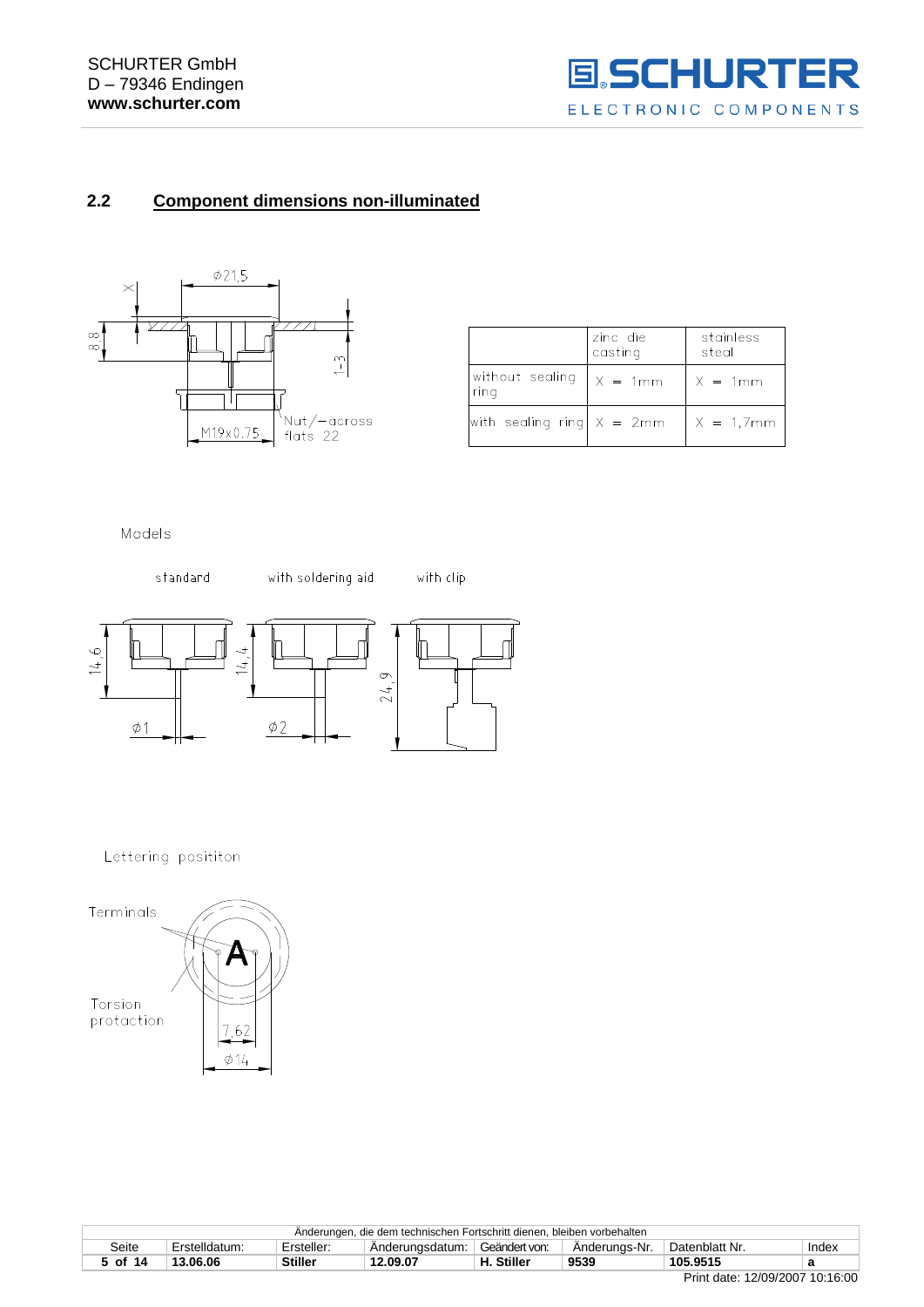## 2.2 Component dimensions non-illuminated

X

Ø21,5

8.8

1-3

M19x0.75

Nut/-across flats 22

| | zinc die casting | stainless steal |
|---|---|---|
| without sealing ring | X = 1mm | X = 1mm |
| with sealing ring | X = 2mm | X = 1,7mm |

Models

standard | with soldering aid | with clip

14,6 | 14,4 | 24,9

Ø1 | Ø2

Lettering posititon

Terminals

A

Torsion protaction

7,62

Ø14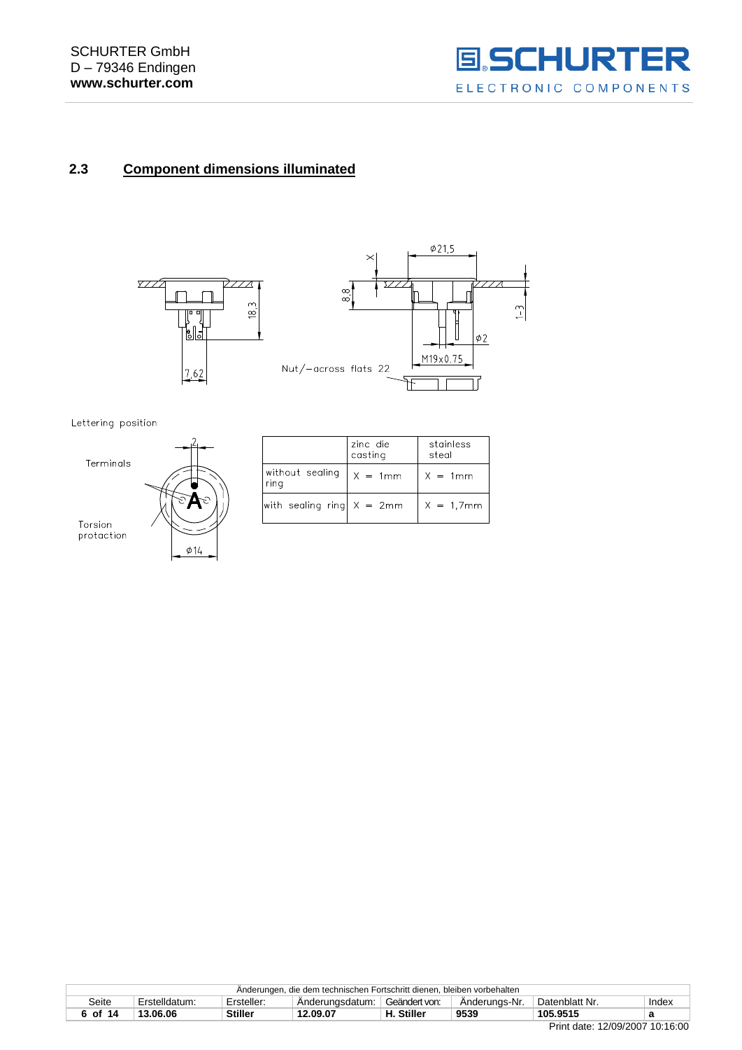## 2.3 Component dimensions illuminated

Lettering position

|  | zinc die casting | stainless steal |
|---|---|---|
| without sealing ring | X = 1mm | X = 1mm |
| with sealing ring | X = 2mm | X = 1,7mm |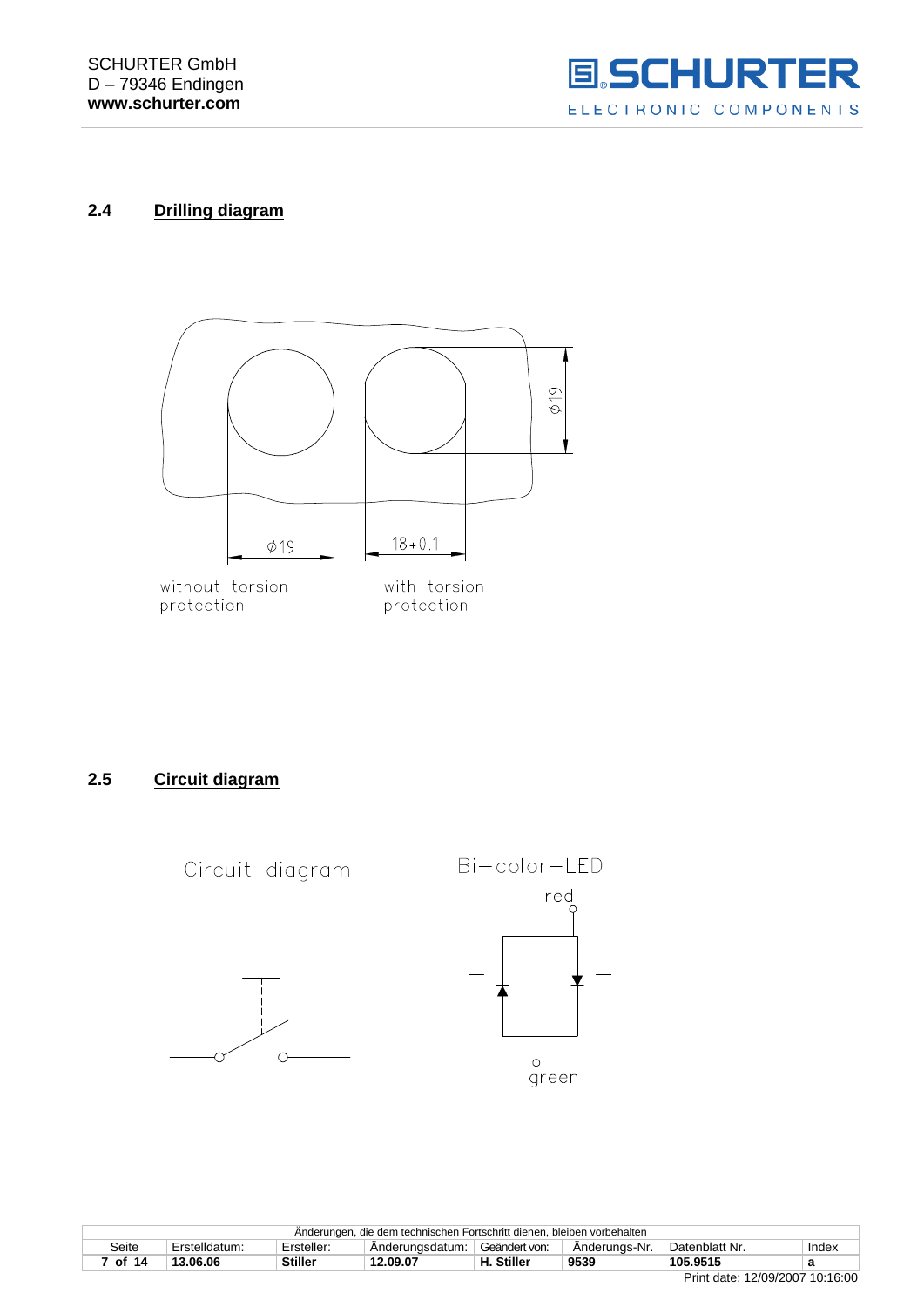## 2.4 Drilling diagram

Ø19

Ø19

18+0.1

without torsion protection

with torsion protection

## 2.5 Circuit diagram

Circuit diagram

Bi-color-LED

red

green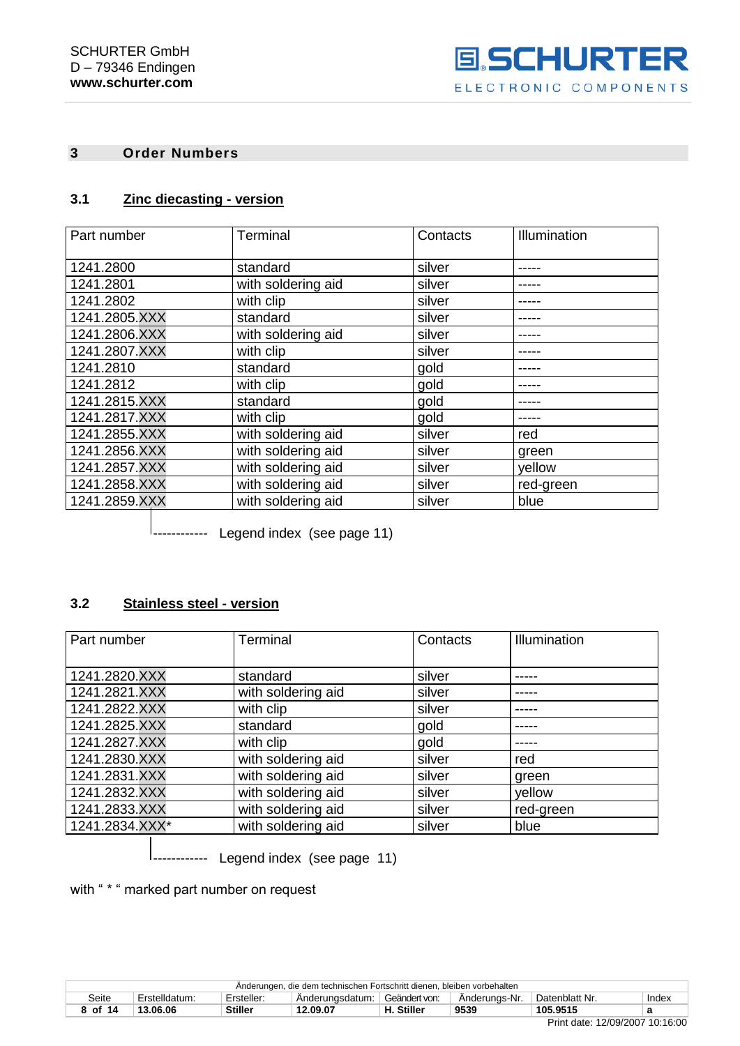## 3 Order Numbers

### 3.1 Zinc diecasting - version

| Part number | Terminal | Contacts | Illumination |
|---|---|---|---|
| 1241.2800 | standard | silver | ----- |
| 1241.2801 | with soldering aid | silver | ----- |
| 1241.2802 | with clip | silver | ----- |
| 1241.2805.XXX | standard | silver | ----- |
| 1241.2806.XXX | with soldering aid | silver | ----- |
| 1241.2807.XXX | with clip | silver | ----- |
| 1241.2810 | standard | gold | ----- |
| 1241.2812 | with clip | gold | ----- |
| 1241.2815.XXX | standard | gold | ----- |
| 1241.2817.XXX | with clip | gold | ----- |
| 1241.2855.XXX | with soldering aid | silver | red |
| 1241.2856.XXX | with soldering aid | silver | green |
| 1241.2857.XXX | with soldering aid | silver | yellow |
| 1241.2858.XXX | with soldering aid | silver | red-green |
| 1241.2859.XXX | with soldering aid | silver | blue |

------------ Legend index (see page 11)

### 3.2 Stainless steel - version

| Part number | Terminal | Contacts | Illumination |
|---|---|---|---|
| 1241.2820.XXX | standard | silver | ----- |
| 1241.2821.XXX | with soldering aid | silver | ----- |
| 1241.2822.XXX | with clip | silver | ----- |
| 1241.2825.XXX | standard | gold | ----- |
| 1241.2827.XXX | with clip | gold | ----- |
| 1241.2830.XXX | with soldering aid | silver | red |
| 1241.2831.XXX | with soldering aid | silver | green |
| 1241.2832.XXX | with soldering aid | silver | yellow |
| 1241.2833.XXX | with soldering aid | silver | red-green |
| 1241.2834.XXX* | with soldering aid | silver | blue |

------------ Legend index (see page 11)

with " * " marked part number on request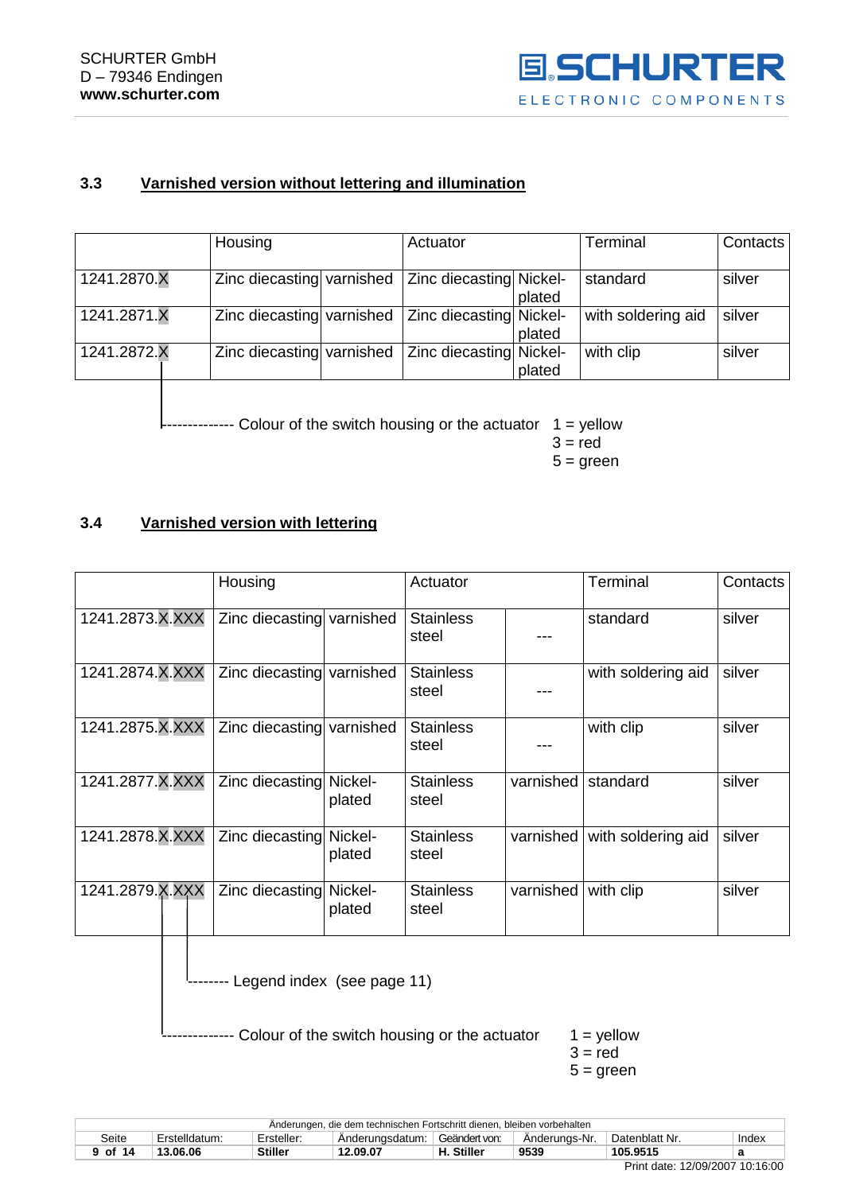SCHURTER GmbH
D – 79346 Endingen
**www.schurter.com**

### 3.3 Varnished version without lettering and illumination

| | Housing | | Actuator | | Terminal | Contacts |
|---|---|---|---|---|---|---|
| 1241.2870.X | Zinc diecasting | varnished | Zinc diecasting | Nickel-plated | standard | silver |
| 1241.2871.X | Zinc diecasting | varnished | Zinc diecasting | Nickel-plated | with soldering aid | silver |
| 1241.2872.X | Zinc diecasting | varnished | Zinc diecasting | Nickel-plated | with clip | silver |

------------- Colour of the switch housing or the actuator 1 = yellow
3 = red
5 = green

### 3.4 Varnished version with lettering

| | Housing | | Actuator | | Terminal | Contacts |
|---|---|---|---|---|---|---|
| 1241.2873.X.XXX | Zinc diecasting | varnished | Stainless steel | --- | standard | silver |
| 1241.2874.X.XXX | Zinc diecasting | varnished | Stainless steel | --- | with soldering aid | silver |
| 1241.2875.X.XXX | Zinc diecasting | varnished | Stainless steel | --- | with clip | silver |
| 1241.2877.X.XXX | Zinc diecasting | Nickel-plated | Stainless steel | varnished | standard | silver |
| 1241.2878.X.XXX | Zinc diecasting | Nickel-plated | Stainless steel | varnished | with soldering aid | silver |
| 1241.2879.X.XXX | Zinc diecasting | Nickel-plated | Stainless steel | varnished | with clip | silver |

-------- Legend index (see page 11)

------------- Colour of the switch housing or the actuator 1 = yellow
3 = red
5 = green

| Änderungen, die dem technischen Fortschritt dienen, bleiben vorbehalten | | | | | | | |
|---|---|---|---|---|---|---|---|
| Seite | Erstelldatum: | Ersteller: | Änderungsdatum: | Geändert von: | Änderungs-Nr. | Datenblatt Nr. | Index |
| **9 of 14** | **13.06.06** | **Stiller** | **12.09.07** | **H. Stiller** | **9539** | **105.9515** | **a** |

Print date: 12/09/2007 10:16:00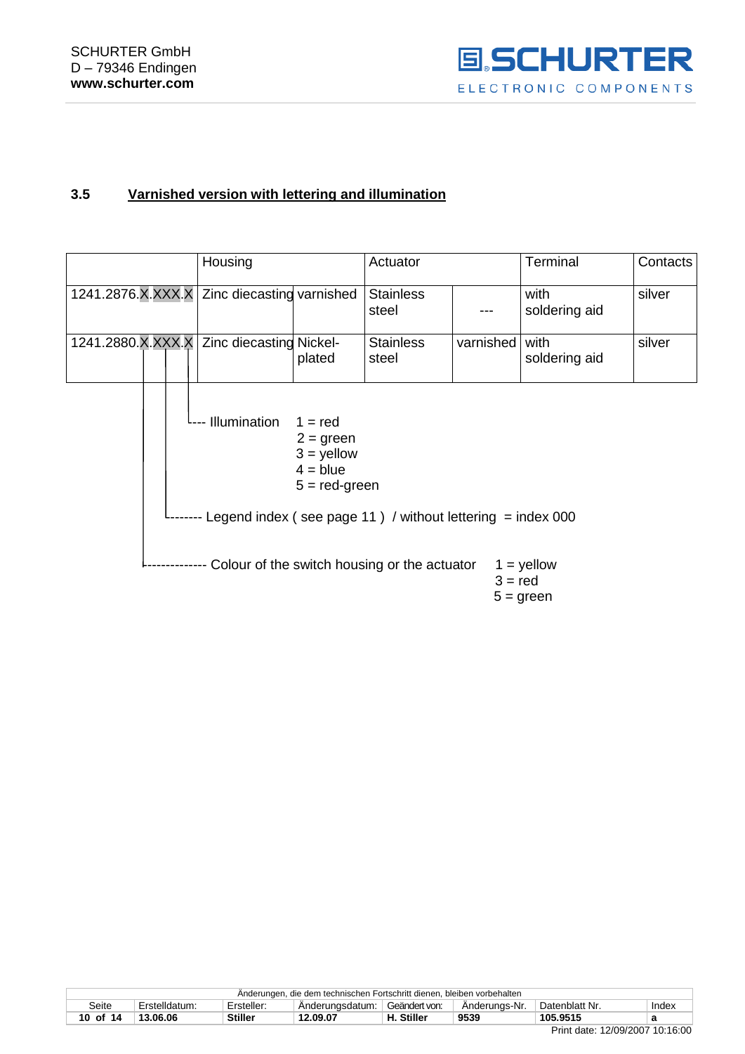### 3.5 Varnished version with lettering and illumination

| | Housing | | Actuator | | Terminal | Contacts |
|---|---|---|---|---|---|---|
| 1241.2876.X.XXX.X | Zinc diecasting | varnished | Stainless steel | --- | with soldering aid | silver |
| 1241.2880.X.XXX.X | Zinc diecasting | Nickel-plated | Stainless steel | varnished | with soldering aid | silver |

- Illumination
  - 1 = red
  - 2 = green
  - 3 = yellow
  - 4 = blue
  - 5 = red-green
- Legend index ( see page 11 ) / without lettering = index 000
- Colour of the switch housing or the actuator
  - 1 = yellow
  - 3 = red
  - 5 = green

| Änderungen, die dem technischen Fortschritt dienen, bleiben vorbehalten | | | | | | | |
|---|---|---|---|---|---|---|---|
| Seite | Erstelldatum: | Ersteller: | Änderungsdatum: | Geändert von: | Änderungs-Nr. | Datenblatt Nr. | Index |
| 10 of 14 | 13.06.06 | Stiller | 12.09.07 | H. Stiller | 9539 | 105.9515 | a |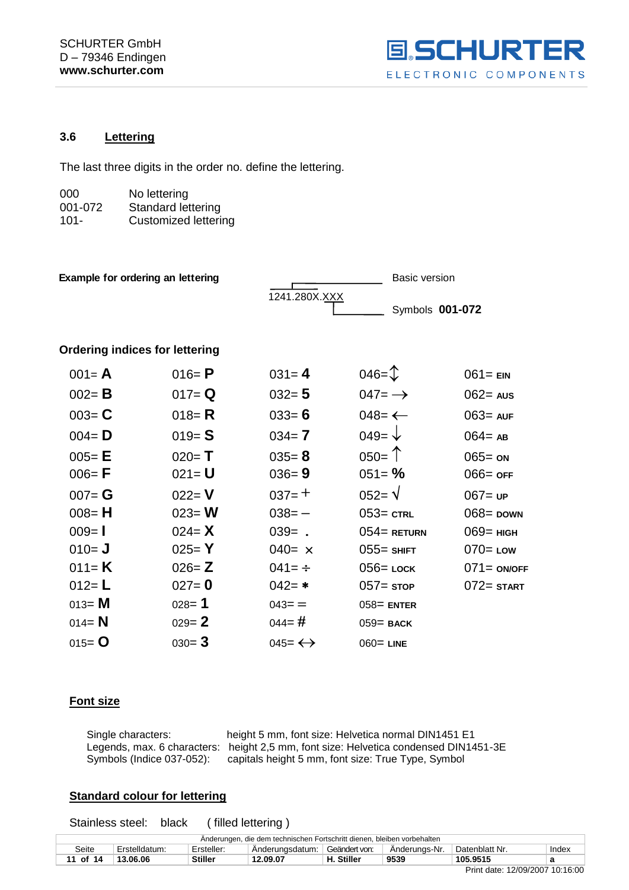## 3.6 Lettering

The last three digits in the order no. define the lettering.

| | |
|---|---|
| 000 | No lettering |
| 001-072 | Standard lettering |
| 101- | Customized lettering |

**Example for ordering an lettering**

1241.280X.XXX — Basic version: 1241.280X; Symbols **001-072**: XXX

### Ordering indices for lettering

| | | | | |
|---|---|---|---|---|
| 001= **A** | 016= **P** | 031= **4** | 046= ↕ | 061= **EIN** |
| 002= **B** | 017= **Q** | 032= **5** | 047= → | 062= **AUS** |
| 003= **C** | 018= **R** | 033= **6** | 048= ← | 063= **AUF** |
| 004= **D** | 019= **S** | 034= **7** | 049= ↓ | 064= **AB** |
| 005= **E** | 020= **T** | 035= **8** | 050= ↑ | 065= **ON** |
| 006= **F** | 021= **U** | 036= **9** | 051= **%** | 066= **OFF** |
| 007= **G** | 022= **V** | 037= + | 052= √ | 067= **UP** |
| 008= **H** | 023= **W** | 038= – | 053= **CTRL** | 068= **DOWN** |
| 009= **I** | 024= **X** | 039= **.** | 054= **RETURN** | 069= **HIGH** |
| 010= **J** | 025= **Y** | 040= × | 055= **SHIFT** | 070= **LOW** |
| 011= **K** | 026= **Z** | 041= ÷ | 056= **LOCK** | 071= **ON/OFF** |
| 012= **L** | 027= **0** | 042= * | 057= **STOP** | 072= **START** |
| 013= **M** | 028= **1** | 043= = | 058= **ENTER** | |
| 014= **N** | 029= **2** | 044= # | 059= **BACK** | |
| 015= **O** | 030= **3** | 045= ↔ | 060= **LINE** | |

### Font size

| | |
|---|---|
| Single characters: | height 5 mm, font size: Helvetica normal DIN1451 E1 |
| Legends, max. 6 characters: | height 2,5 mm, font size: Helvetica condensed DIN1451-3E |
| Symbols (Indice 037-052): | capitals height 5 mm, font size: True Type, Symbol |

### Standard colour for lettering

Stainless steel: black ( filled lettering )

Änderungen, die dem technischen Fortschritt dienen, bleiben vorbehalten

| Seite | Erstelldatum: | Ersteller: | Änderungsdatum: | Geändert von: | Änderungs-Nr. | Datenblatt Nr. | Index |
|---|---|---|---|---|---|---|---|
| 11 of 14 | 13.06.06 | Stiller | 12.09.07 | H. Stiller | 9539 | 105.9515 | a |

Print date: 12/09/2007 10:16:00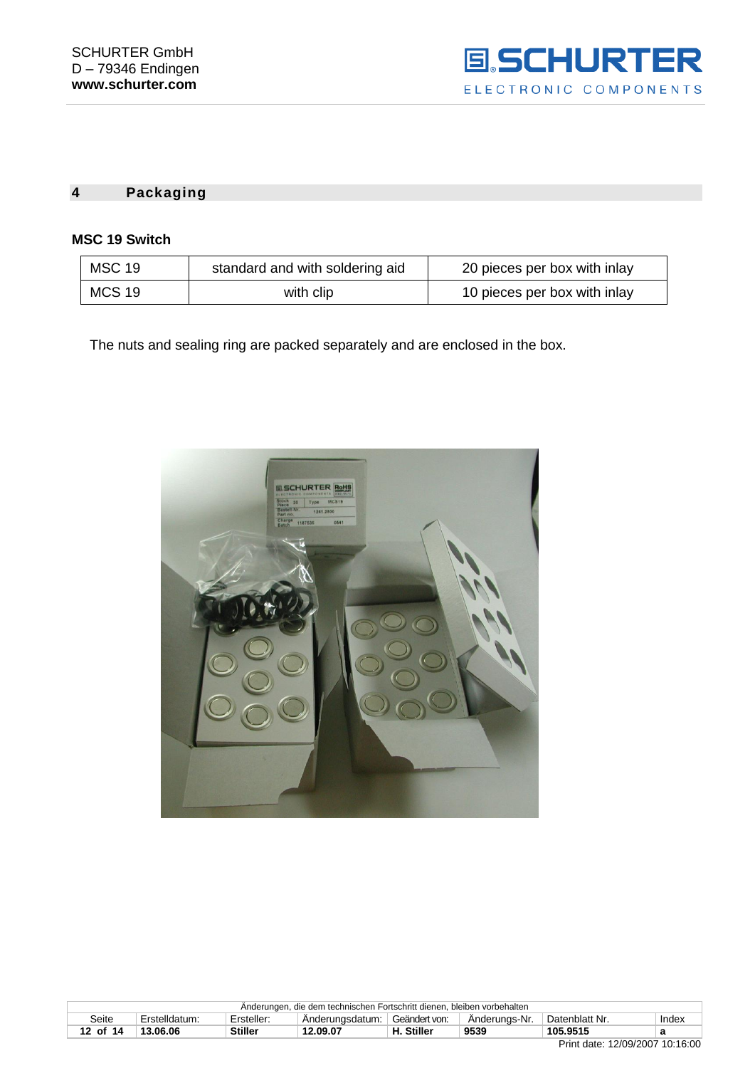## 4 Packaging

### MSC 19 Switch

| | | |
|---|---|---|
| MSC 19 | standard and with soldering aid | 20 pieces per box with inlay |
| MCS 19 | with clip | 10 pieces per box with inlay |

The nuts and sealing ring are packed separately and are enclosed in the box.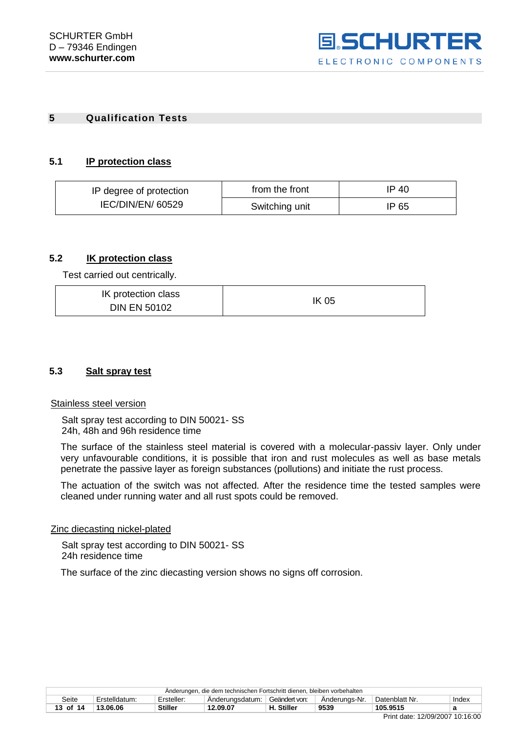## 5 Qualification Tests

### 5.1 IP protection class

| IP degree of protection IEC/DIN/EN/ 60529 | from the front | IP 40 |
|---|---|---|
| | Switching unit | IP 65 |

### 5.2 IK protection class

Test carried out centrically.

| IK protection class DIN EN 50102 | IK 05 |
|---|---|

### 5.3 Salt spray test

Stainless steel version

Salt spray test according to DIN 50021- SS
24h, 48h and 96h residence time

The surface of the stainless steel material is covered with a molecular-passiv layer. Only under very unfavourable conditions, it is possible that iron and rust molecules as well as base metals penetrate the passive layer as foreign substances (pollutions) and initiate the rust process.

The actuation of the switch was not affected. After the residence time the tested samples were cleaned under running water and all rust spots could be removed.

Zinc diecasting nickel-plated

Salt spray test according to DIN 50021- SS
24h residence time

The surface of the zinc diecasting version shows no signs off corrosion.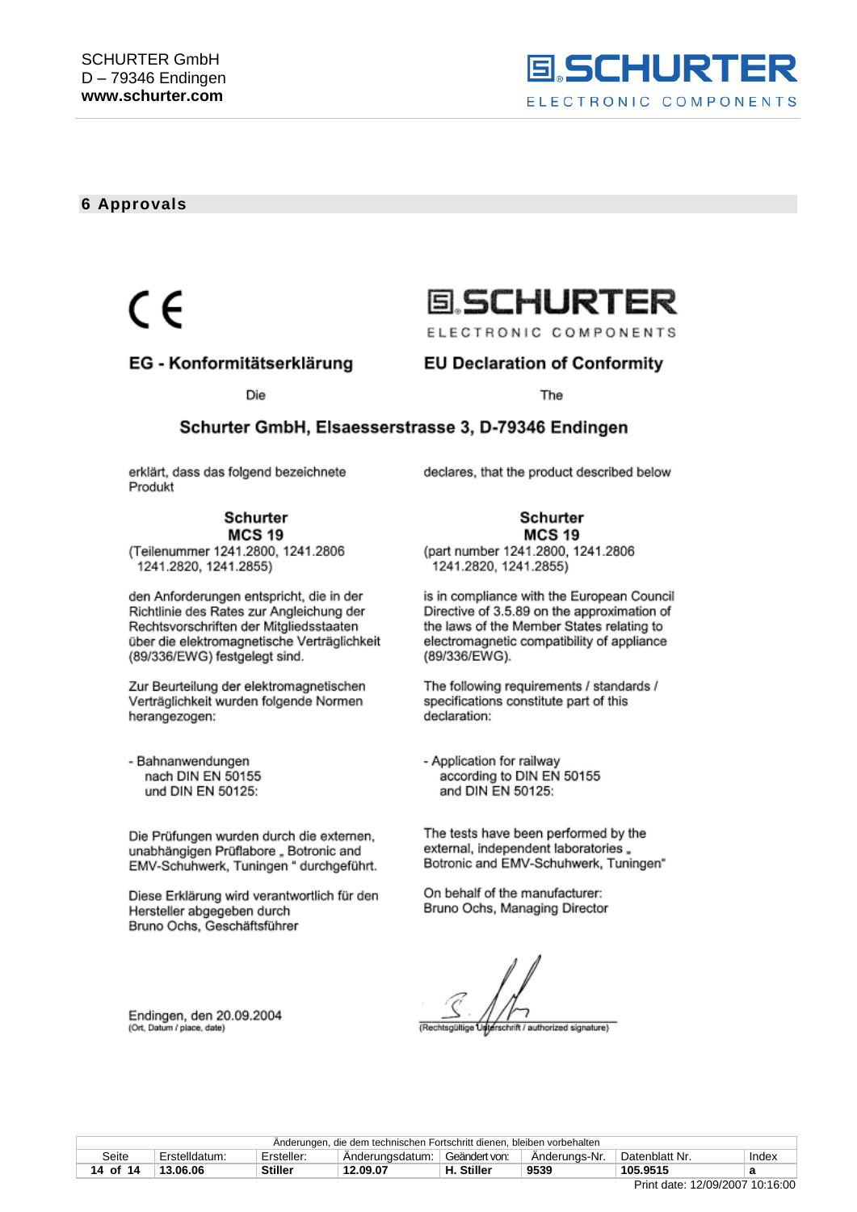## 6 Approvals

CE

SCHURTER ELECTRONIC COMPONENTS

**EG - Konformitätserklärung**

**EU Declaration of Conformity**

Die / The

**Schurter GmbH, Elsaesserstrasse 3, D-79346 Endingen**

erklärt, dass das folgend bezeichnete Produkt

declares, that the product described below

**Schurter**
**MCS 19**
(Teilenummer 1241.2800, 1241.2806
1241.2820, 1241.2855)

**Schurter**
**MCS 19**
(part number 1241.2800, 1241.2806
1241.2820, 1241.2855)

den Anforderungen entspricht, die in der Richtlinie des Rates zur Angleichung der Rechtsvorschriften der Mitgliedsstaaten über die elektromagnetische Verträglichkeit (89/336/EWG) festgelegt sind.

is in compliance with the European Council Directive of 3.5.89 on the approximation of the laws of the Member States relating to electromagnetic compatibility of appliance (89/336/EWG).

Zur Beurteilung der elektromagnetischen Verträglichkeit wurden folgende Normen herangezogen:

The following requirements / standards / specifications constitute part of this declaration:

- Bahnanwendungen
  nach DIN EN 50155
  und DIN EN 50125:

- Application for railway
  according to DIN EN 50155
  and DIN EN 50125:

Die Prüfungen wurden durch die externen, unabhängigen Prüflabore „ Botronic and EMV-Schuhwerk, Tuningen " durchgeführt.

The tests have been performed by the external, independent laboratories „ Botronic and EMV-Schuhwerk, Tuningen"

Diese Erklärung wird verantwortlich für den Hersteller abgegeben durch
Bruno Ochs, Geschäftsführer

On behalf of the manufacturer:
Bruno Ochs, Managing Director

Endingen, den 20.09.2004
(Ort, Datum / place, date)

(Rechtsgültige Unterschrift / authorized signature)

Änderungen, die dem technischen Fortschritt dienen, bleiben vorbehalten

| Seite | Erstelldatum: | Ersteller: | Änderungsdatum: | Geändert von: | Änderungs-Nr. | Datenblatt Nr. | Index |
|---|---|---|---|---|---|---|---|
| 14 of 14 | 13.06.06 | Stiller | 12.09.07 | H. Stiller | 9539 | 105.9515 | a |

Print date: 12/09/2007 10:16:00